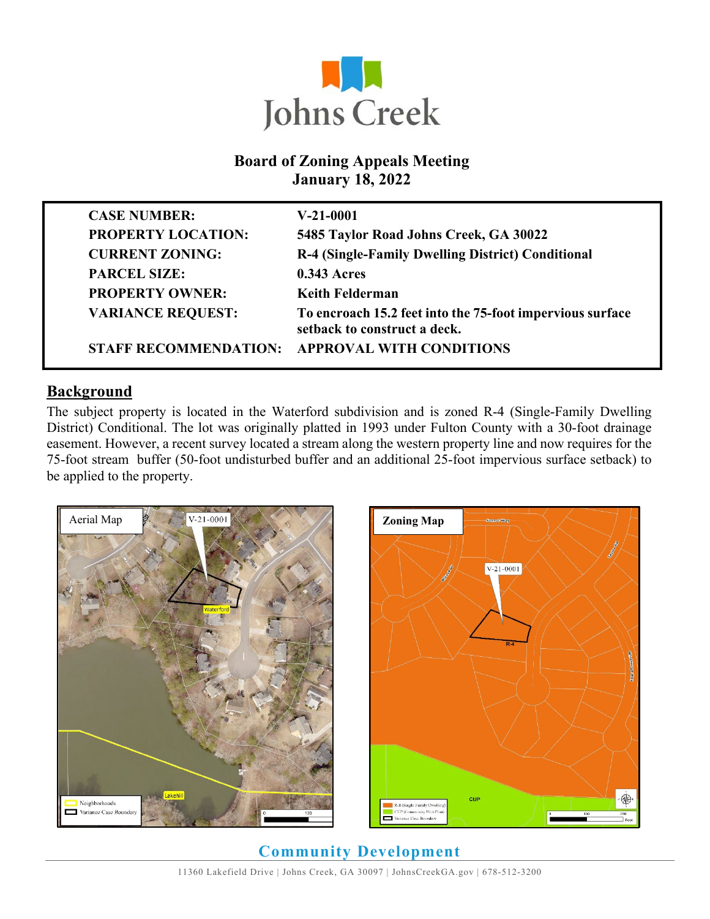# Johns Creek

## Board of Zoning Appeals Meeting
## January 18, 2022

| | |
|---|---|
| **CASE NUMBER:** | **V-21-0001** |
| **PROPERTY LOCATION:** | **5485 Taylor Road Johns Creek, GA 30022** |
| **CURRENT ZONING:** | **R-4 (Single-Family Dwelling District) Conditional** |
| **PARCEL SIZE:** | **0.343 Acres** |
| **PROPERTY OWNER:** | **Keith Felderman** |
| **VARIANCE REQUEST:** | **To encroach 15.2 feet into the 75-foot impervious surface setback to construct a deck.** |
| **STAFF RECOMMENDATION:** | **APPROVAL WITH CONDITIONS** |

## Background

The subject property is located in the Waterford subdivision and is zoned R-4 (Single-Family Dwelling District) Conditional. The lot was originally platted in 1993 under Fulton County with a 30-foot drainage easement. However, a recent survey located a stream along the western property line and now requires for the 75-foot stream buffer (50-foot undisturbed buffer and an additional 25-foot impervious surface setback) to be applied to the property.

Aerial Map

Zoning Map

**Community Development**

11360 Lakefield Drive | Johns Creek, GA 30097 | JohnsCreekGA.gov | 678-512-3200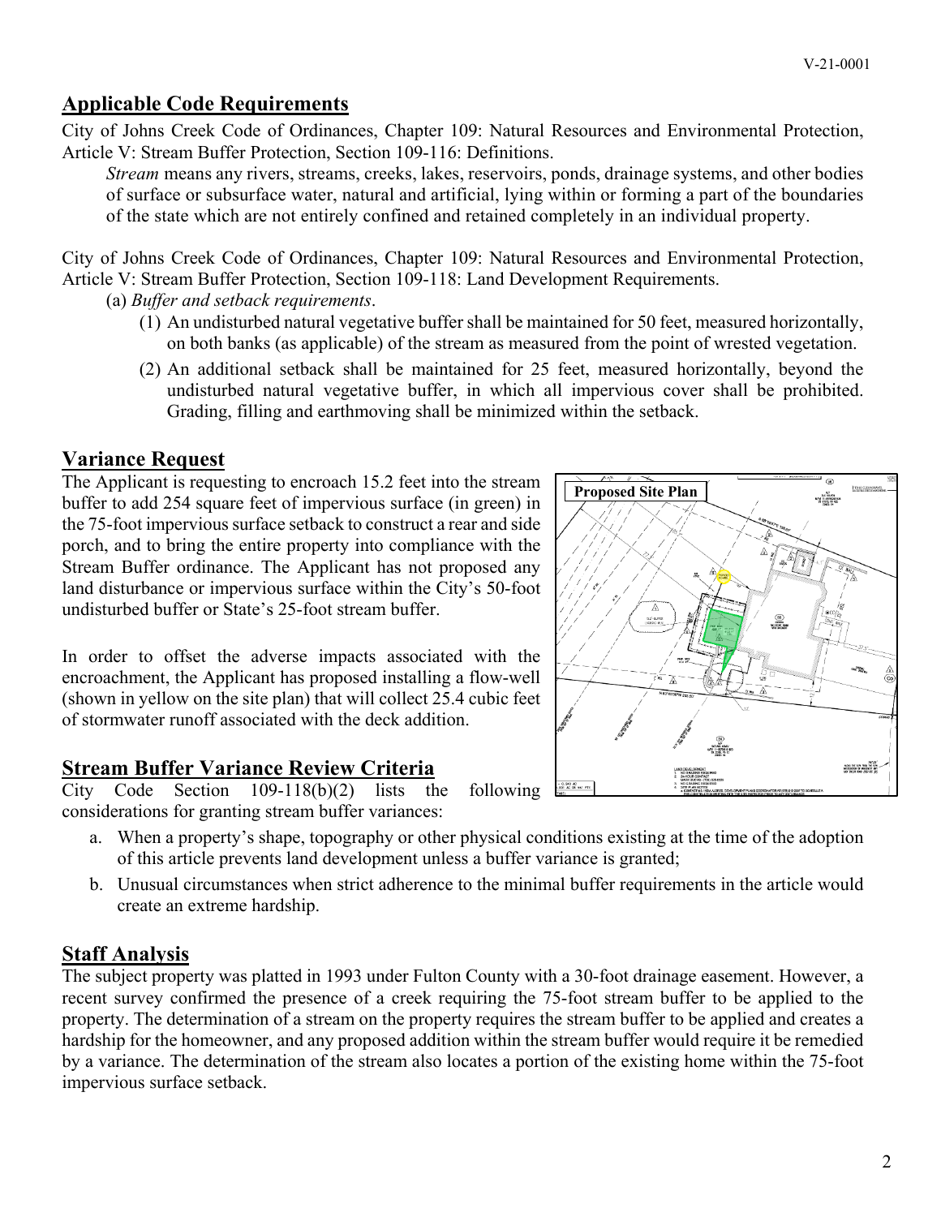## Applicable Code Requirements

City of Johns Creek Code of Ordinances, Chapter 109: Natural Resources and Environmental Protection, Article V: Stream Buffer Protection, Section 109-116: Definitions.

*Stream* means any rivers, streams, creeks, lakes, reservoirs, ponds, drainage systems, and other bodies of surface or subsurface water, natural and artificial, lying within or forming a part of the boundaries of the state which are not entirely confined and retained completely in an individual property.

City of Johns Creek Code of Ordinances, Chapter 109: Natural Resources and Environmental Protection, Article V: Stream Buffer Protection, Section 109-118: Land Development Requirements.

(a) *Buffer and setback requirements*.

(1) An undisturbed natural vegetative buffer shall be maintained for 50 feet, measured horizontally, on both banks (as applicable) of the stream as measured from the point of wrested vegetation.

(2) An additional setback shall be maintained for 25 feet, measured horizontally, beyond the undisturbed natural vegetative buffer, in which all impervious cover shall be prohibited. Grading, filling and earthmoving shall be minimized within the setback.

## Variance Request

The Applicant is requesting to encroach 15.2 feet into the stream buffer to add 254 square feet of impervious surface (in green) in the 75-foot impervious surface setback to construct a rear and side porch, and to bring the entire property into compliance with the Stream Buffer ordinance. The Applicant has not proposed any land disturbance or impervious surface within the City's 50-foot undisturbed buffer or State's 25-foot stream buffer.

In order to offset the adverse impacts associated with the encroachment, the Applicant has proposed installing a flow-well (shown in yellow on the site plan) that will collect 25.4 cubic feet of stormwater runoff associated with the deck addition.

**Proposed Site Plan**

## Stream Buffer Variance Review Criteria

City Code Section 109-118(b)(2) lists the following considerations for granting stream buffer variances:

a. When a property's shape, topography or other physical conditions existing at the time of the adoption of this article prevents land development unless a buffer variance is granted;

b. Unusual circumstances when strict adherence to the minimal buffer requirements in the article would create an extreme hardship.

## Staff Analysis

The subject property was platted in 1993 under Fulton County with a 30-foot drainage easement. However, a recent survey confirmed the presence of a creek requiring the 75-foot stream buffer to be applied to the property. The determination of a stream on the property requires the stream buffer to be applied and creates a hardship for the homeowner, and any proposed addition within the stream buffer would require it be remedied by a variance. The determination of the stream also locates a portion of the existing home within the 75-foot impervious surface setback.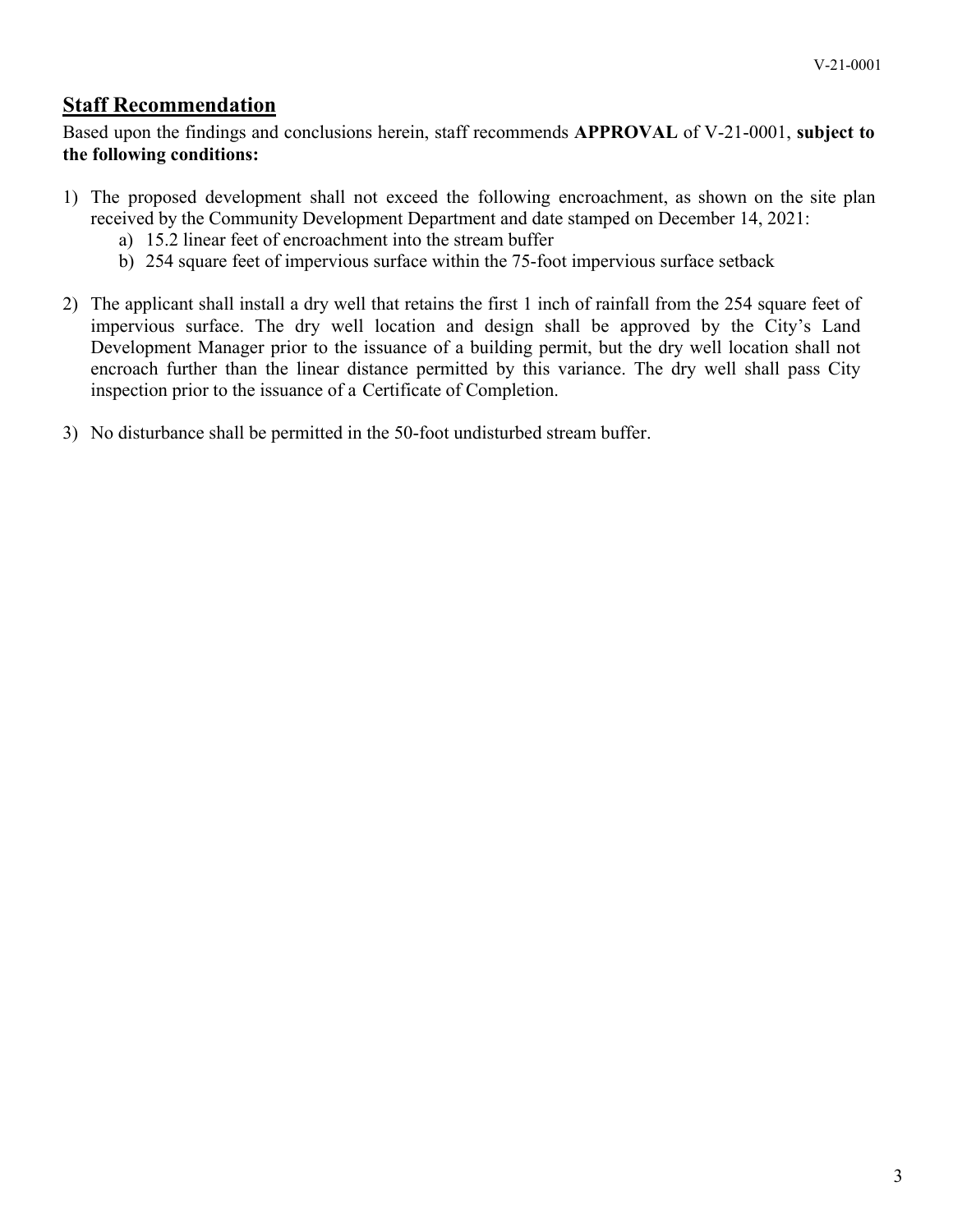## Staff Recommendation

Based upon the findings and conclusions herein, staff recommends **APPROVAL** of V-21-0001, **subject to the following conditions:**

1) The proposed development shall not exceed the following encroachment, as shown on the site plan received by the Community Development Department and date stamped on December 14, 2021:
   a) 15.2 linear feet of encroachment into the stream buffer
   b) 254 square feet of impervious surface within the 75-foot impervious surface setback

2) The applicant shall install a dry well that retains the first 1 inch of rainfall from the 254 square feet of impervious surface. The dry well location and design shall be approved by the City's Land Development Manager prior to the issuance of a building permit, but the dry well location shall not encroach further than the linear distance permitted by this variance. The dry well shall pass City inspection prior to the issuance of a Certificate of Completion.

3) No disturbance shall be permitted in the 50-foot undisturbed stream buffer.